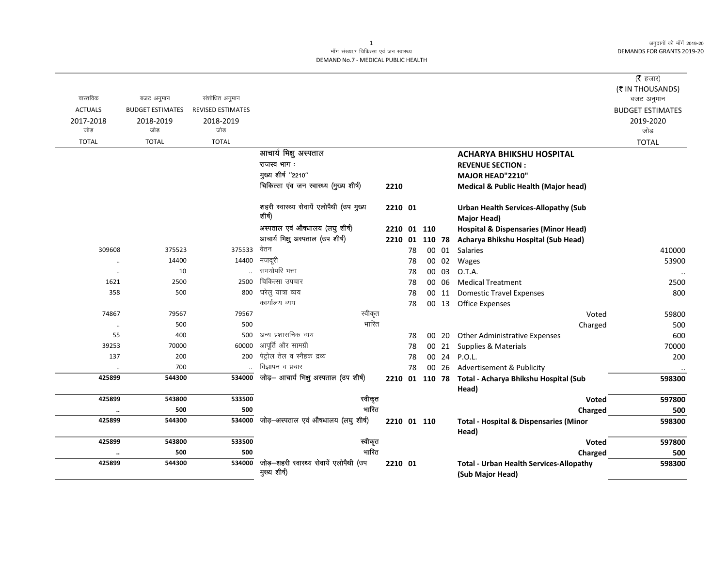मॉंग संख्या.7 चिकित्सा एवं जन स्वास्थ्य
DEMAND No.7 - MEDICAL PUBLIC HEALTH

अनुदानों की मॉंगें 2019-20
DEMANDS FOR GRANTS 2019-20

(₹ हजार)
(₹ IN THOUSANDS)

| वास्तविक ACTUALS 2017-2018 जोड़ TOTAL | बजट अनुमान BUDGET ESTIMATES 2018-2019 जोड़ TOTAL | संशोधित अनुमान REVISED ESTIMATES 2018-2019 जोड़ TOTAL | | | | | | | | बजट अनुमान BUDGET ESTIMATES 2019-2020 जोड़ TOTAL |
|---|---|---|---|---|---|---|---|---|---|---|
| | | | आचार्य भिक्षु अस्पताल | | | | | | **ACHARYA BHIKSHU HOSPITAL** | |
| | | | राजस्व भाग : | | | | | | **REVENUE SECTION :** | |
| | | | मुख्य शीर्ष ''2210'' | | | | | | **MAJOR HEAD"2210"** | |
| | | | चिकित्सा एंव जन स्वास्थ्य (मुख्य शीर्ष) | 2210 | | | | | **Medical & Public Health (Major head)** | |
| | | | शहरी स्वास्थ्य सेवायें एलोपैथी (उप मुख्य शीर्ष) | 2210 | 01 | | | | **Urban Health Services-Allopathy (Sub Major Head)** | |
| | | | अस्पताल एवं औषधालय (लघु शीर्ष) | 2210 | 01 | 110 | | | **Hospital & Dispensaries (Minor Head)** | |
| | | | आचार्य भिक्षु अस्पताल (उप शीर्ष) | 2210 | 01 | 110 | 78 | | **Acharya Bhikshu Hospital (Sub Head)** | |
| 309608 | 375523 | 375533 | वेतन | | 78 | 00 | 01 | | Salaries | 410000 |
| .. | 14400 | 14400 | मजदूरी | | 78 | 00 | 02 | | Wages | 53900 |
| .. | 10 | .. | समयोपरि भत्ता | | 78 | 00 | 03 | | O.T.A. | .. |
| 1621 | 2500 | 2500 | चिकित्सा उपचार | | 78 | 00 | 06 | | Medical Treatment | 2500 |
| 358 | 500 | 800 | घरेलु यात्रा व्यय | | 78 | 00 | 11 | | Domestic Travel Expenses | 800 |
| | | | कार्यालय व्यय | | 78 | 00 | 13 | | Office Expenses | |
| 74867 | 79567 | 79567 | स्वीकृत | | | | | | Voted | 59800 |
| .. | 500 | 500 | भारित | | | | | | Charged | 500 |
| 55 | 400 | 500 | अन्य प्रशासनिक व्यय | | 78 | 00 | 20 | | Other Administrative Expenses | 600 |
| 39253 | 70000 | 60000 | आपूर्ति और सामग्री | | 78 | 00 | 21 | | Supplies & Materials | 70000 |
| 137 | 200 | 200 | पेट्रोल तेल व स्नैहक द्रव्य | | 78 | 00 | 24 | | P.O.L. | 200 |
| .. | 700 | .. | विज्ञापन व प्रचार | | 78 | 00 | 26 | | Advertisement & Publicity | .. |
| **425899** | **544300** | **534000** | जोड़– आचार्य भिक्षु अस्पताल (उप शीर्ष) | 2210 | 01 | 110 | 78 | | **Total - Acharya Bhikshu Hospital (Sub Head)** | **598300** |
| **425899** | **543800** | **533500** | स्वीकृत | | | | | | **Voted** | **597800** |
| **..** | **500** | **500** | भारित | | | | | | **Charged** | **500** |
| **425899** | **544300** | **534000** | जोड़–अस्पताल एवं औषधालय (लघु शीर्ष) | 2210 | 01 | 110 | | | **Total - Hospital & Dispensaries (Minor Head)** | **598300** |
| **425899** | **543800** | **533500** | स्वीकृत | | | | | | **Voted** | **597800** |
| **..** | **500** | **500** | भारित | | | | | | **Charged** | **500** |
| **425899** | **544300** | **534000** | जोड़–शहरी स्वास्थ्य सेवायें एलोपैथी (उप मुख्य शीर्ष) | 2210 | 01 | | | | **Total - Urban Health Services-Allopathy (Sub Major Head)** | **598300** |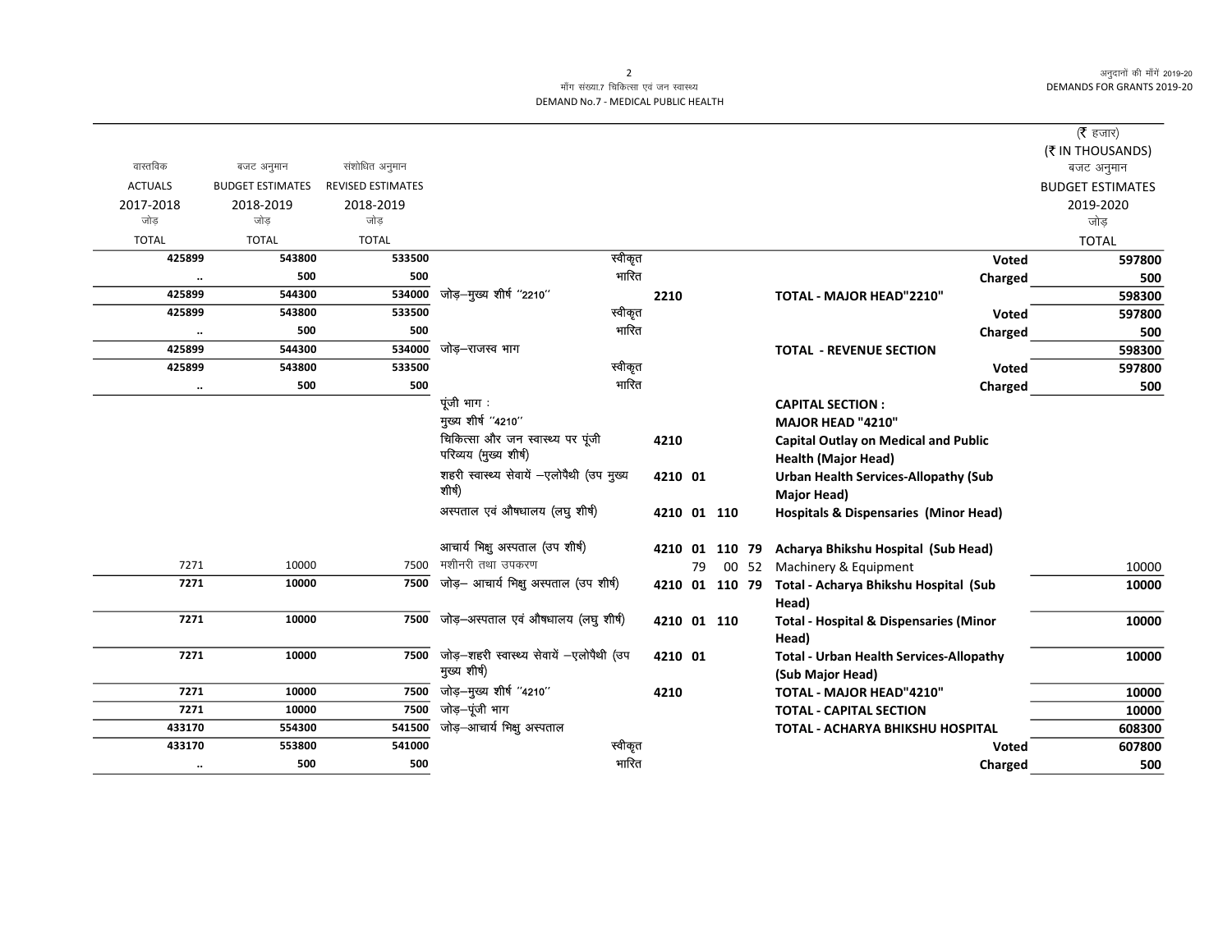माँग संख्या.7 चिकित्सा एवं जन स्वास्थ्य
DEMAND No.7 - MEDICAL PUBLIC HEALTH

(₹ हजार)
(₹ IN THOUSANDS)

| वास्तविक ACTUALS 2017-2018 जोड़ TOTAL | बजट अनुमान BUDGET ESTIMATES 2018-2019 जोड़ TOTAL | संशोधित अनुमान REVISED ESTIMATES 2018-2019 जोड़ TOTAL | | | | बजट अनुमान BUDGET ESTIMATES 2019-2020 जोड़ TOTAL |
|---|---|---|---|---|---|---|
| 425899 | 543800 | 533500 | स्वीकृत | | Voted | 597800 |
| .. | 500 | 500 | भारित | | Charged | 500 |
| 425899 | 544300 | 534000 | जोड़–मुख्य शीर्ष "2210" | 2210 | TOTAL - MAJOR HEAD"2210" | 598300 |
| 425899 | 543800 | 533500 | स्वीकृत | | Voted | 597800 |
| .. | 500 | 500 | भारित | | Charged | 500 |
| 425899 | 544300 | 534000 | जोड़–राजस्व भाग | | TOTAL - REVENUE SECTION | 598300 |
| 425899 | 543800 | 533500 | स्वीकृत | | Voted | 597800 |
| .. | 500 | 500 | भारित | | Charged | 500 |
| | | | पूंजी भाग : | | **CAPITAL SECTION :** | |
| | | | मुख्य शीर्ष "4210" | | **MAJOR HEAD "4210"** | |
| | | | चिकित्सा और जन स्वास्थ्य पर पूंजी परिव्यय (मुख्य शीर्ष) | 4210 | **Capital Outlay on Medical and Public Health (Major Head)** | |
| | | | शहरी स्वास्थ्य सेवायें –एलोपैथी (उप मुख्य शीर्ष) | 4210 01 | **Urban Health Services-Allopathy (Sub Major Head)** | |
| | | | अस्पताल एवं औषधालय (लघु शीर्ष) | 4210 01 110 | **Hospitals & Dispensaries (Minor Head)** | |
| | | | आचार्य भिक्षु अस्पताल (उप शीर्ष) | 4210 01 110 79 | **Acharya Bhikshu Hospital (Sub Head)** | |
| 7271 | 10000 | 7500 | मशीनरी तथा उपकरण | 79 00 52 | Machinery & Equipment | 10000 |
| 7271 | 10000 | 7500 | जोड़– आचार्य भिक्षु अस्पताल (उप शीर्ष) | 4210 01 110 79 | Total - Acharya Bhikshu Hospital (Sub Head) | 10000 |
| 7271 | 10000 | 7500 | जोड़–अस्पताल एवं औषधालय (लघु शीर्ष) | 4210 01 110 | Total - Hospital & Dispensaries (Minor Head) | 10000 |
| 7271 | 10000 | 7500 | जोड़–शहरी स्वास्थ्य सेवायें –एलोपैथी (उप मुख्य शीर्ष) | 4210 01 | Total - Urban Health Services-Allopathy (Sub Major Head) | 10000 |
| 7271 | 10000 | 7500 | जोड़–मुख्य शीर्ष "4210" | 4210 | TOTAL - MAJOR HEAD"4210" | 10000 |
| 7271 | 10000 | 7500 | जोड़–पूंजी भाग | | TOTAL - CAPITAL SECTION | 10000 |
| 433170 | 554300 | 541500 | जोड़–आचार्य भिक्षु अस्पताल | | TOTAL - ACHARYA BHIKSHU HOSPITAL | 608300 |
| 433170 | 553800 | 541000 | स्वीकृत | | Voted | 607800 |
| .. | 500 | 500 | भारित | | Charged | 500 |